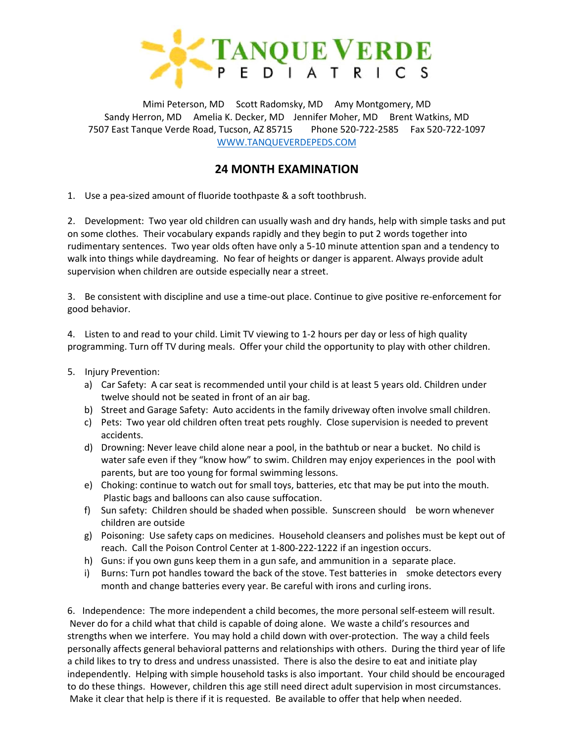# TANQUE VERDE PEDIATRICS

Mimi Peterson, MD Scott Radomsky, MD Amy Montgomery, MD
Sandy Herron, MD Amelia K. Decker, MD Jennifer Moher, MD Brent Watkins, MD
7507 East Tanque Verde Road, Tucson, AZ 85715 Phone 520-722-2585 Fax 520-722-1097
WWW.TANQUEVERDEPEDS.COM

## 24 MONTH EXAMINATION

1. Use a pea-sized amount of fluoride toothpaste & a soft toothbrush.

2. Development: Two year old children can usually wash and dry hands, help with simple tasks and put on some clothes. Their vocabulary expands rapidly and they begin to put 2 words together into rudimentary sentences. Two year olds often have only a 5-10 minute attention span and a tendency to walk into things while daydreaming. No fear of heights or danger is apparent. Always provide adult supervision when children are outside especially near a street.

3. Be consistent with discipline and use a time-out place. Continue to give positive re-enforcement for good behavior.

4. Listen to and read to your child. Limit TV viewing to 1-2 hours per day or less of high quality programming. Turn off TV during meals. Offer your child the opportunity to play with other children.

5. Injury Prevention:
   a) Car Safety: A car seat is recommended until your child is at least 5 years old. Children under twelve should not be seated in front of an air bag.
   b) Street and Garage Safety: Auto accidents in the family driveway often involve small children.
   c) Pets: Two year old children often treat pets roughly. Close supervision is needed to prevent accidents.
   d) Drowning: Never leave child alone near a pool, in the bathtub or near a bucket. No child is water safe even if they "know how" to swim. Children may enjoy experiences in the pool with parents, but are too young for formal swimming lessons.
   e) Choking: continue to watch out for small toys, batteries, etc that may be put into the mouth. Plastic bags and balloons can also cause suffocation.
   f) Sun safety: Children should be shaded when possible. Sunscreen should be worn whenever children are outside
   g) Poisoning: Use safety caps on medicines. Household cleansers and polishes must be kept out of reach. Call the Poison Control Center at 1-800-222-1222 if an ingestion occurs.
   h) Guns: if you own guns keep them in a gun safe, and ammunition in a separate place.
   i) Burns: Turn pot handles toward the back of the stove. Test batteries in smoke detectors every month and change batteries every year. Be careful with irons and curling irons.

6. Independence: The more independent a child becomes, the more personal self-esteem will result. Never do for a child what that child is capable of doing alone. We waste a child's resources and strengths when we interfere. You may hold a child down with over-protection. The way a child feels personally affects general behavioral patterns and relationships with others. During the third year of life a child likes to try to dress and undress unassisted. There is also the desire to eat and initiate play independently. Helping with simple household tasks is also important. Your child should be encouraged to do these things. However, children this age still need direct adult supervision in most circumstances. Make it clear that help is there if it is requested. Be available to offer that help when needed.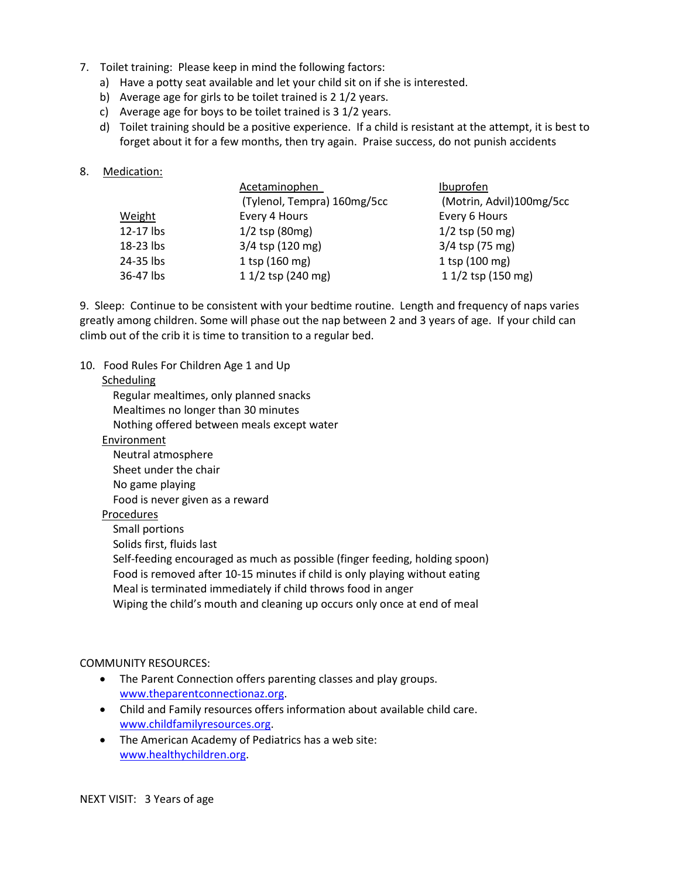7. Toilet training: Please keep in mind the following factors:
   a) Have a potty seat available and let your child sit on if she is interested.
   b) Average age for girls to be toilet trained is 2 1/2 years.
   c) Average age for boys to be toilet trained is 3 1/2 years.
   d) Toilet training should be a positive experience. If a child is resistant at the attempt, it is best to forget about it for a few months, then try again. Praise success, do not punish accidents

8. Medication:

| | Acetaminophen (Tylenol, Tempra) 160mg/5cc | Ibuprofen (Motrin, Advil)100mg/5cc |
|---|---|---|
| Weight | Every 4 Hours | Every 6 Hours |
| 12-17 lbs | 1/2 tsp (80mg) | 1/2 tsp (50 mg) |
| 18-23 lbs | 3/4 tsp (120 mg) | 3/4 tsp (75 mg) |
| 24-35 lbs | 1 tsp (160 mg) | 1 tsp (100 mg) |
| 36-47 lbs | 1 1/2 tsp (240 mg) | 1 1/2 tsp (150 mg) |

9. Sleep: Continue to be consistent with your bedtime routine. Length and frequency of naps varies greatly among children. Some will phase out the nap between 2 and 3 years of age. If your child can climb out of the crib it is time to transition to a regular bed.

10. Food Rules For Children Age 1 and Up

Scheduling

- Regular mealtimes, only planned snacks
- Mealtimes no longer than 30 minutes
- Nothing offered between meals except water

Environment

- Neutral atmosphere
- Sheet under the chair
- No game playing
- Food is never given as a reward

Procedures

- Small portions
- Solids first, fluids last
- Self-feeding encouraged as much as possible (finger feeding, holding spoon)
- Food is removed after 10-15 minutes if child is only playing without eating
- Meal is terminated immediately if child throws food in anger
- Wiping the child's mouth and cleaning up occurs only once at end of meal

COMMUNITY RESOURCES:

- The Parent Connection offers parenting classes and play groups. www.theparentconnectionaz.org.
- Child and Family resources offers information about available child care. www.childfamilyresources.org.
- The American Academy of Pediatrics has a web site: www.healthychildren.org.

NEXT VISIT: 3 Years of age